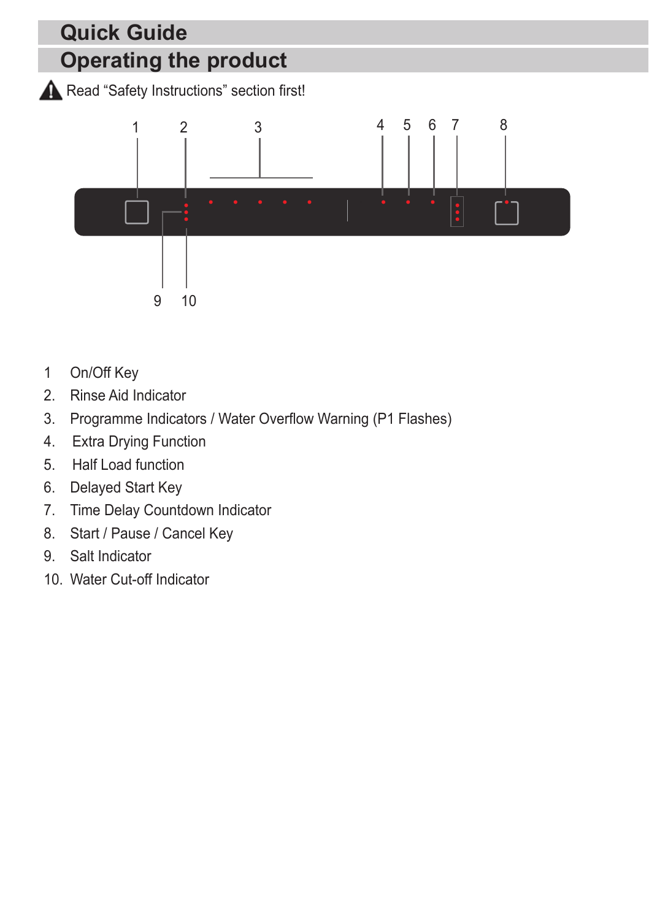# Quick Guide

## Operating the product

⚠ Read “Safety Instructions” section first!

1. On/Off Key
2. Rinse Aid Indicator
3. Programme Indicators / Water Overflow Warning (P1 Flashes)
4. Extra Drying Function
5. Half Load function
6. Delayed Start Key
7. Time Delay Countdown Indicator
8. Start / Pause / Cancel Key
9. Salt Indicator
10. Water Cut-off Indicator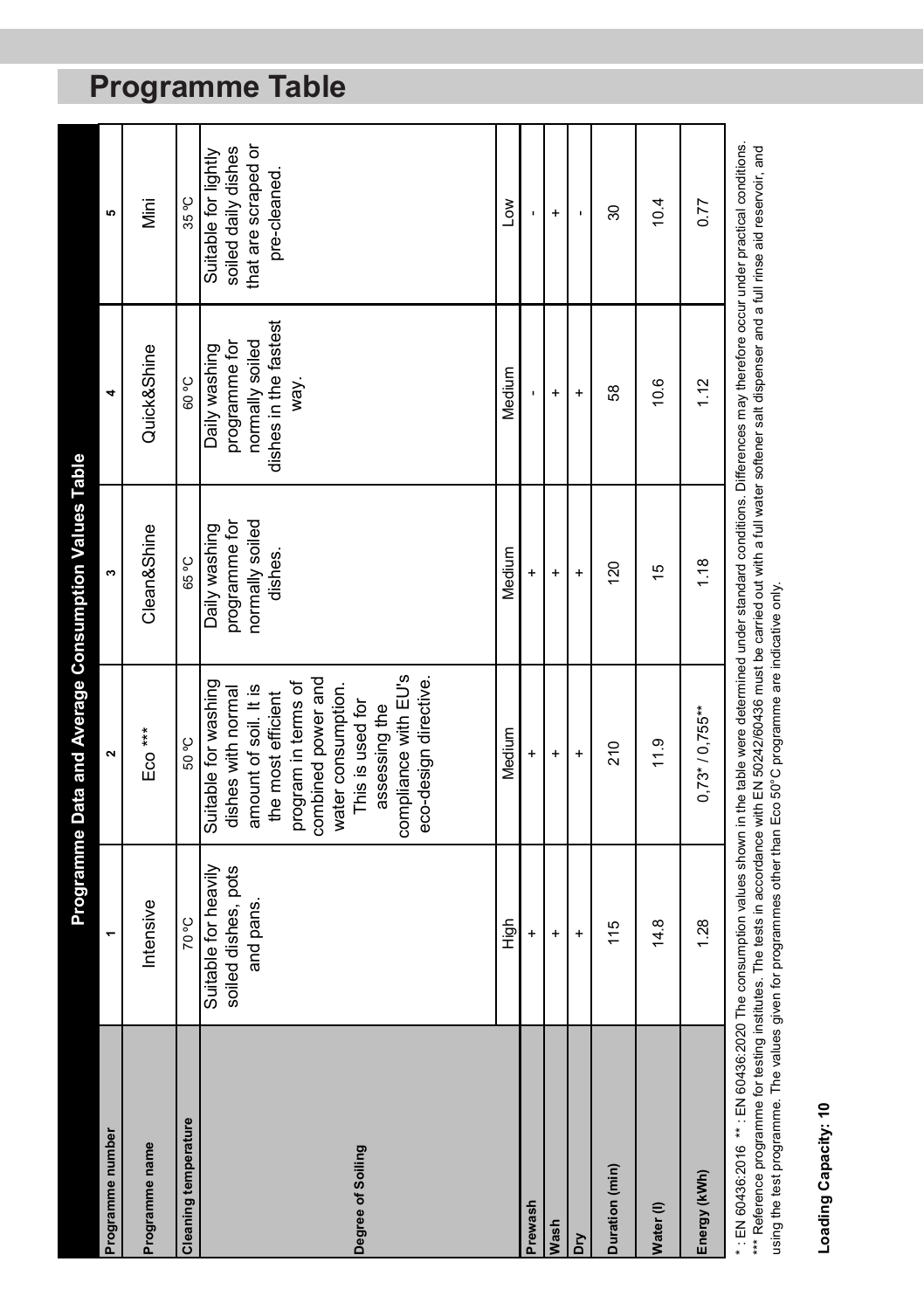# Programme Table

| Programme Data and Average Consumption Values Table | | | | | |
|---|---|---|---|---|---|
| Programme number | 1 | 2 | 3 | 4 | 5 |
| Programme name | Intensive | Eco *** | Clean&Shine | Quick&Shine | Mini |
| Cleaning temperature | 70 °C | 50 °C | 65 °C | 60 °C | 35 °C |
| | Suitable for heavily soiled dishes, pots and pans. | Suitable for washing dishes with normal amount of soil. It is the most efficient program in terms of combined power and water consumption. This is used for assessing the compliance with EU's eco-design directive. | Daily washing programme for normally soiled dishes. | Daily washing programme for normally soiled dishes in the fastest way. | Suitable for lightly soiled daily dishes that are scraped or pre-cleaned. |
| Degree of Soiling | High | Medium | Medium | Medium | Low |
| Prewash | + | + | + | - | - |
| Wash | + | + | + | + | + |
| Dry | + | + | + | + | - |
| Duration (min) | 115 | 210 | 120 | 58 | 30 |
| Water (l) | 14.8 | 11.9 | 15 | 10.6 | 10.4 |
| Energy (kWh) | 1.28 | 0,73* / 0,755** | 1.18 | 1.12 | 0.77 |

* : EN 60436:2016 ** : EN 60436:2020 The consumption values shown in the table were determined under standard conditions. Differences may therefore occur under practical conditions.
*** Reference programme for testing institutes. The tests in accordance with EN 50242/60436 must be carried out with a full water softener salt dispenser and a full rinse aid reservoir, and using the test programme. The values given for programmes other than Eco 50°C programme are indicative only.

**Loading Capacity: 10**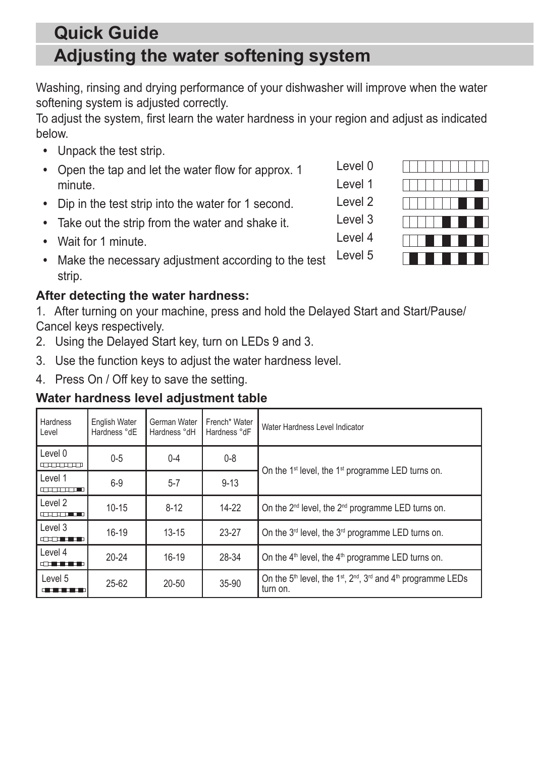# Quick Guide

# Adjusting the water softening system

Washing, rinsing and drying performance of your dishwasher will improve when the water softening system is adjusted correctly.
To adjust the system, first learn the water hardness in your region and adjust as indicated below.

- Unpack the test strip.
- Open the tap and let the water flow for approx. 1 minute.
- Dip in the test strip into the water for 1 second.
- Take out the strip from the water and shake it.
- Wait for 1 minute.
- Make the necessary adjustment according to the test strip.

Level 0
Level 1
Level 2
Level 3
Level 4
Level 5

**After detecting the water hardness:**

1. After turning on your machine, press and hold the Delayed Start and Start/Pause/ Cancel keys respectively.
2. Using the Delayed Start key, turn on LEDs 9 and 3.
3. Use the function keys to adjust the water hardness level.
4. Press On / Off key to save the setting.

**Water hardness level adjustment table**

| Hardness Level | English Water Hardness °dE | German Water Hardness °dH | French* Water Hardness °dF | Water Hardness Level Indicator |
|---|---|---|---|---|
| Level 0 | 0-5 | 0-4 | 0-8 | On the 1st level, the 1st programme LED turns on. |
| Level 1 | 6-9 | 5-7 | 9-13 | |
| Level 2 | 10-15 | 8-12 | 14-22 | On the 2nd level, the 2nd programme LED turns on. |
| Level 3 | 16-19 | 13-15 | 23-27 | On the 3rd level, the 3rd programme LED turns on. |
| Level 4 | 20-24 | 16-19 | 28-34 | On the 4th level, the 4th programme LED turns on. |
| Level 5 | 25-62 | 20-50 | 35-90 | On the 5th level, the 1st, 2nd, 3rd and 4th programme LEDs turn on. |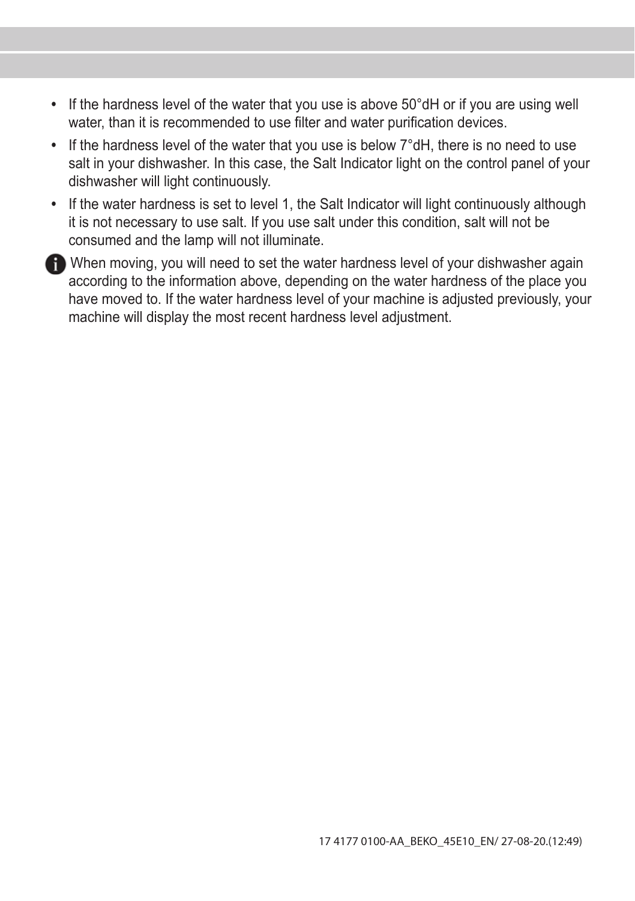- If the hardness level of the water that you use is above 50°dH or if you are using well water, than it is recommended to use filter and water purification devices.
- If the hardness level of the water that you use is below 7°dH, there is no need to use salt in your dishwasher. In this case, the Salt Indicator light on the control panel of your dishwasher will light continuously.
- If the water hardness is set to level 1, the Salt Indicator will light continuously although it is not necessary to use salt. If you use salt under this condition, salt will not be consumed and the lamp will not illuminate.

When moving, you will need to set the water hardness level of your dishwasher again according to the information above, depending on the water hardness of the place you have moved to. If the water hardness level of your machine is adjusted previously, your machine will display the most recent hardness level adjustment.